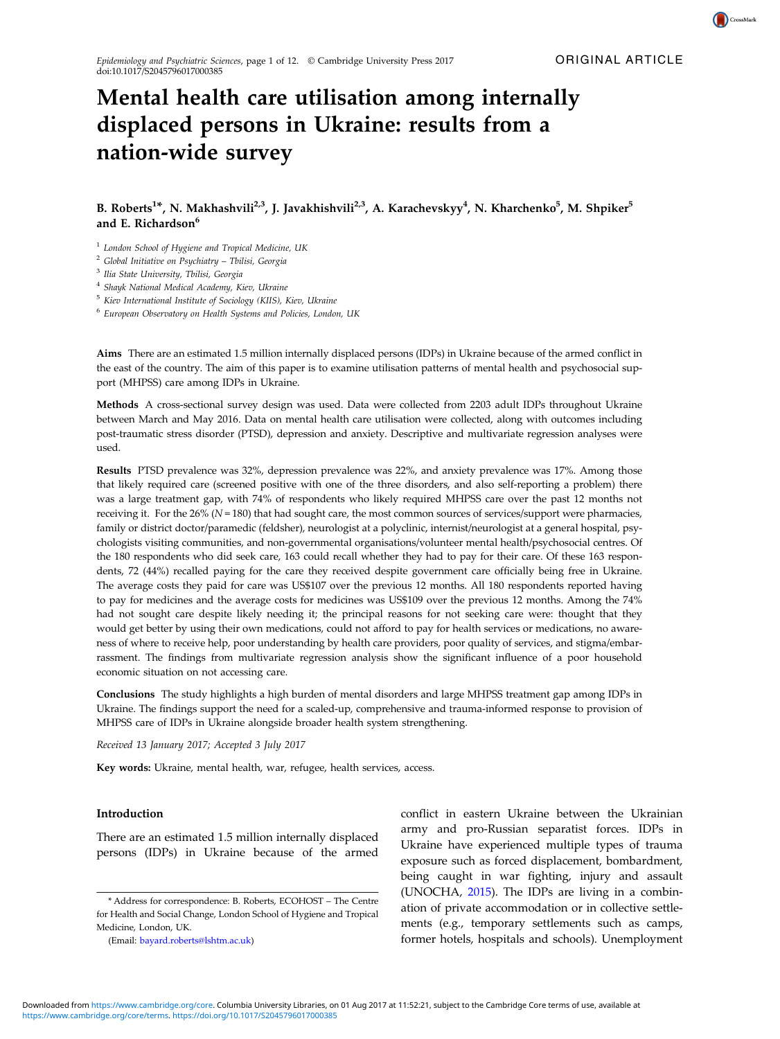ORIGINAL ARTICLE

# Mental health care utilisation among internally displaced persons in Ukraine: results from a nation-wide survey

**B. Roberts[1]\*, N. Makhashvili[2,3], J. Javakhishvili[2,3], A. Karachevskyy[4], N. Kharchenko[5], M. Shpiker[5] and E. Richardson[6]**

[1] *London School of Hygiene and Tropical Medicine, UK*
[2] *Global Initiative on Psychiatry – Tbilisi, Georgia*
[3] *Ilia State University, Tbilisi, Georgia*
[4] *Shayk National Medical Academy, Kiev, Ukraine*
[5] *Kiev International Institute of Sociology (KIIS), Kiev, Ukraine*
[6] *European Observatory on Health Systems and Policies, London, UK*

**Aims** There are an estimated 1.5 million internally displaced persons (IDPs) in Ukraine because of the armed conflict in the east of the country. The aim of this paper is to examine utilisation patterns of mental health and psychosocial support (MHPSS) care among IDPs in Ukraine.

**Methods** A cross-sectional survey design was used. Data were collected from 2203 adult IDPs throughout Ukraine between March and May 2016. Data on mental health care utilisation were collected, along with outcomes including post-traumatic stress disorder (PTSD), depression and anxiety. Descriptive and multivariate regression analyses were used.

**Results** PTSD prevalence was 32%, depression prevalence was 22%, and anxiety prevalence was 17%. Among those that likely required care (screened positive with one of the three disorders, and also self-reporting a problem) there was a large treatment gap, with 74% of respondents who likely required MHPSS care over the past 12 months not receiving it. For the 26% ($N = 180$) that had sought care, the most common sources of services/support were pharmacies, family or district doctor/paramedic (feldsher), neurologist at a polyclinic, internist/neurologist at a general hospital, psychologists visiting communities, and non-governmental organisations/volunteer mental health/psychosocial centres. Of the 180 respondents who did seek care, 163 could recall whether they had to pay for their care. Of these 163 respondents, 72 (44%) recalled paying for the care they received despite government care officially being free in Ukraine. The average costs they paid for care was US$107 over the previous 12 months. All 180 respondents reported having to pay for medicines and the average costs for medicines was US$109 over the previous 12 months. Among the 74% had not sought care despite likely needing it; the principal reasons for not seeking care were: thought that they would get better by using their own medications, could not afford to pay for health services or medications, no awareness of where to receive help, poor understanding by health care providers, poor quality of services, and stigma/embarrassment. The findings from multivariate regression analysis show the significant influence of a poor household economic situation on not accessing care.

**Conclusions** The study highlights a high burden of mental disorders and large MHPSS treatment gap among IDPs in Ukraine. The findings support the need for a scaled-up, comprehensive and trauma-informed response to provision of MHPSS care of IDPs in Ukraine alongside broader health system strengthening.

*Received 13 January 2017; Accepted 3 July 2017*

**Key words:** Ukraine, mental health, war, refugee, health services, access.

## Introduction

There are an estimated 1.5 million internally displaced persons (IDPs) in Ukraine because of the armed conflict in eastern Ukraine between the Ukrainian army and pro-Russian separatist forces. IDPs in Ukraine have experienced multiple types of trauma exposure such as forced displacement, bombardment, being caught in war fighting, injury and assault (UNOCHA, 2015). The IDPs are living in a combination of private accommodation or in collective settlements (e.g., temporary settlements such as camps, former hotels, hospitals and schools). Unemployment

\* Address for correspondence: B. Roberts, ECOHOST – The Centre for Health and Social Change, London School of Hygiene and Tropical Medicine, London, UK.

(Email: bayard.roberts@lshtm.ac.uk)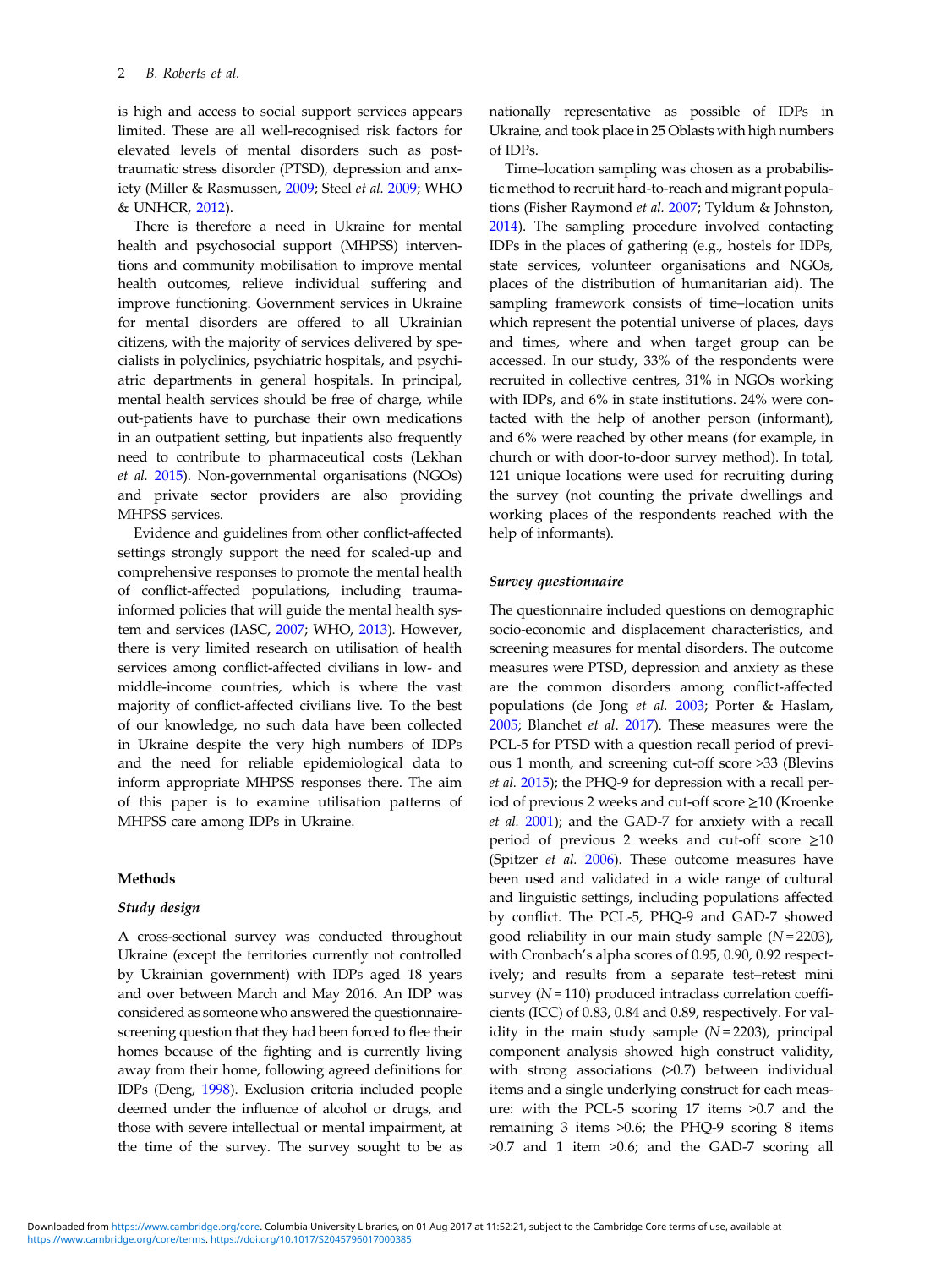is high and access to social support services appears limited. These are all well-recognised risk factors for elevated levels of mental disorders such as post-traumatic stress disorder (PTSD), depression and anxiety (Miller & Rasmussen, 2009; Steel *et al.* 2009; WHO & UNHCR, 2012).

There is therefore a need in Ukraine for mental health and psychosocial support (MHPSS) interventions and community mobilisation to improve mental health outcomes, relieve individual suffering and improve functioning. Government services in Ukraine for mental disorders are offered to all Ukrainian citizens, with the majority of services delivered by specialists in polyclinics, psychiatric hospitals, and psychiatric departments in general hospitals. In principal, mental health services should be free of charge, while out-patients have to purchase their own medications in an outpatient setting, but inpatients also frequently need to contribute to pharmaceutical costs (Lekhan *et al.* 2015). Non-governmental organisations (NGOs) and private sector providers are also providing MHPSS services.

Evidence and guidelines from other conflict-affected settings strongly support the need for scaled-up and comprehensive responses to promote the mental health of conflict-affected populations, including trauma-informed policies that will guide the mental health system and services (IASC, 2007; WHO, 2013). However, there is very limited research on utilisation of health services among conflict-affected civilians in low- and middle-income countries, which is where the vast majority of conflict-affected civilians live. To the best of our knowledge, no such data have been collected in Ukraine despite the very high numbers of IDPs and the need for reliable epidemiological data to inform appropriate MHPSS responses there. The aim of this paper is to examine utilisation patterns of MHPSS care among IDPs in Ukraine.

## Methods

### *Study design*

A cross-sectional survey was conducted throughout Ukraine (except the territories currently not controlled by Ukrainian government) with IDPs aged 18 years and over between March and May 2016. An IDP was considered as someone who answered the questionnaire-screening question that they had been forced to flee their homes because of the fighting and is currently living away from their home, following agreed definitions for IDPs (Deng, 1998). Exclusion criteria included people deemed under the influence of alcohol or drugs, and those with severe intellectual or mental impairment, at the time of the survey. The survey sought to be as nationally representative as possible of IDPs in Ukraine, and took place in 25 Oblasts with high numbers of IDPs.

Time–location sampling was chosen as a probabilistic method to recruit hard-to-reach and migrant populations (Fisher Raymond *et al.* 2007; Tyldum & Johnston, 2014). The sampling procedure involved contacting IDPs in the places of gathering (e.g., hostels for IDPs, state services, volunteer organisations and NGOs, places of the distribution of humanitarian aid). The sampling framework consists of time–location units which represent the potential universe of places, days and times, where and when target group can be accessed. In our study, 33% of the respondents were recruited in collective centres, 31% in NGOs working with IDPs, and 6% in state institutions. 24% were contacted with the help of another person (informant), and 6% were reached by other means (for example, in church or with door-to-door survey method). In total, 121 unique locations were used for recruiting during the survey (not counting the private dwellings and working places of the respondents reached with the help of informants).

### *Survey questionnaire*

The questionnaire included questions on demographic socio-economic and displacement characteristics, and screening measures for mental disorders. The outcome measures were PTSD, depression and anxiety as these are the common disorders among conflict-affected populations (de Jong *et al.* 2003; Porter & Haslam, 2005; Blanchet *et al.* 2017). These measures were the PCL-5 for PTSD with a question recall period of previous 1 month, and screening cut-off score >33 (Blevins *et al.* 2015); the PHQ-9 for depression with a recall period of previous 2 weeks and cut-off score ≥10 (Kroenke *et al.* 2001); and the GAD-7 for anxiety with a recall period of previous 2 weeks and cut-off score ≥10 (Spitzer *et al.* 2006). These outcome measures have been used and validated in a wide range of cultural and linguistic settings, including populations affected by conflict. The PCL-5, PHQ-9 and GAD-7 showed good reliability in our main study sample ($N = 2203$), with Cronbach's alpha scores of 0.95, 0.90, 0.92 respectively; and results from a separate test–retest mini survey ($N = 110$) produced intraclass correlation coefficients (ICC) of 0.83, 0.84 and 0.89, respectively. For validity in the main study sample ($N = 2203$), principal component analysis showed high construct validity, with strong associations (>0.7) between individual items and a single underlying construct for each measure: with the PCL-5 scoring 17 items >0.7 and the remaining 3 items >0.6; the PHQ-9 scoring 8 items >0.7 and 1 item >0.6; and the GAD-7 scoring all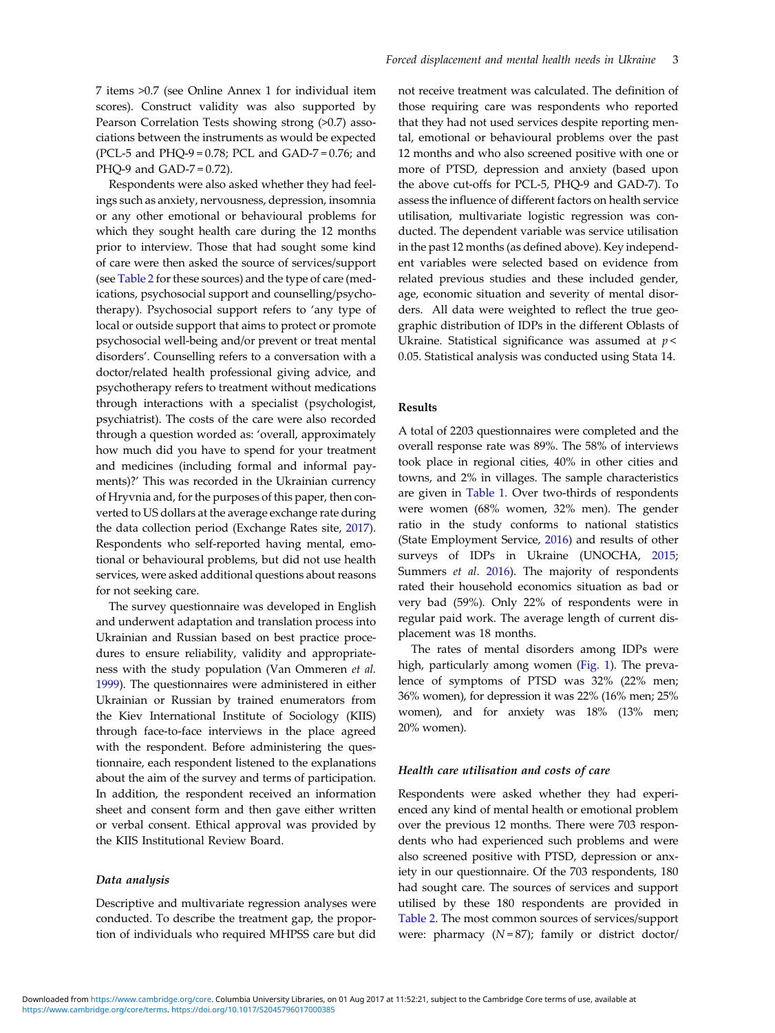7 items >0.7 (see Online Annex 1 for individual item scores). Construct validity was also supported by Pearson Correlation Tests showing strong (>0.7) associations between the instruments as would be expected (PCL-5 and PHQ-9 = 0.78; PCL and GAD-7 = 0.76; and PHQ-9 and GAD-7 = 0.72).

Respondents were also asked whether they had feelings such as anxiety, nervousness, depression, insomnia or any other emotional or behavioural problems for which they sought health care during the 12 months prior to interview. Those that had sought some kind of care were then asked the source of services/support (see Table 2 for these sources) and the type of care (medications, psychosocial support and counselling/psychotherapy). Psychosocial support refers to 'any type of local or outside support that aims to protect or promote psychosocial well-being and/or prevent or treat mental disorders'. Counselling refers to a conversation with a doctor/related health professional giving advice, and psychotherapy refers to treatment without medications through interactions with a specialist (psychologist, psychiatrist). The costs of the care were also recorded through a question worded as: 'overall, approximately how much did you have to spend for your treatment and medicines (including formal and informal payments)?' This was recorded in the Ukrainian currency of Hryvnia and, for the purposes of this paper, then converted to US dollars at the average exchange rate during the data collection period (Exchange Rates site, 2017). Respondents who self-reported having mental, emotional or behavioural problems, but did not use health services, were asked additional questions about reasons for not seeking care.

The survey questionnaire was developed in English and underwent adaptation and translation process into Ukrainian and Russian based on best practice procedures to ensure reliability, validity and appropriateness with the study population (Van Ommeren *et al.* 1999). The questionnaires were administered in either Ukrainian or Russian by trained enumerators from the Kiev International Institute of Sociology (KIIS) through face-to-face interviews in the place agreed with the respondent. Before administering the questionnaire, each respondent listened to the explanations about the aim of the survey and terms of participation. In addition, the respondent received an information sheet and consent form and then gave either written or verbal consent. Ethical approval was provided by the KIIS Institutional Review Board.

### *Data analysis*

Descriptive and multivariate regression analyses were conducted. To describe the treatment gap, the proportion of individuals who required MHPSS care but did not receive treatment was calculated. The definition of those requiring care was respondents who reported that they had not used services despite reporting mental, emotional or behavioural problems over the past 12 months and who also screened positive with one or more of PTSD, depression and anxiety (based upon the above cut-offs for PCL-5, PHQ-9 and GAD-7). To assess the influence of different factors on health service utilisation, multivariate logistic regression was conducted. The dependent variable was service utilisation in the past 12 months (as defined above). Key independent variables were selected based on evidence from related previous studies and these included gender, age, economic situation and severity of mental disorders. All data were weighted to reflect the true geographic distribution of IDPs in the different Oblasts of Ukraine. Statistical significance was assumed at $p < 0.05$. Statistical analysis was conducted using Stata 14.

## Results

A total of 2203 questionnaires were completed and the overall response rate was 89%. The 58% of interviews took place in regional cities, 40% in other cities and towns, and 2% in villages. The sample characteristics are given in Table 1. Over two-thirds of respondents were women (68% women, 32% men). The gender ratio in the study conforms to national statistics (State Employment Service, 2016) and results of other surveys of IDPs in Ukraine (UNOCHA, 2015; Summers *et al*. 2016). The majority of respondents rated their household economics situation as bad or very bad (59%). Only 22% of respondents were in regular paid work. The average length of current displacement was 18 months.

The rates of mental disorders among IDPs were high, particularly among women (Fig. 1). The prevalence of symptoms of PTSD was 32% (22% men; 36% women), for depression it was 22% (16% men; 25% women), and for anxiety was 18% (13% men; 20% women).

### *Health care utilisation and costs of care*

Respondents were asked whether they had experienced any kind of mental health or emotional problem over the previous 12 months. There were 703 respondents who had experienced such problems and were also screened positive with PTSD, depression or anxiety in our questionnaire. Of the 703 respondents, 180 had sought care. The sources of services and support utilised by these 180 respondents are provided in Table 2. The most common sources of services/support were: pharmacy ($N = 87$); family or district doctor/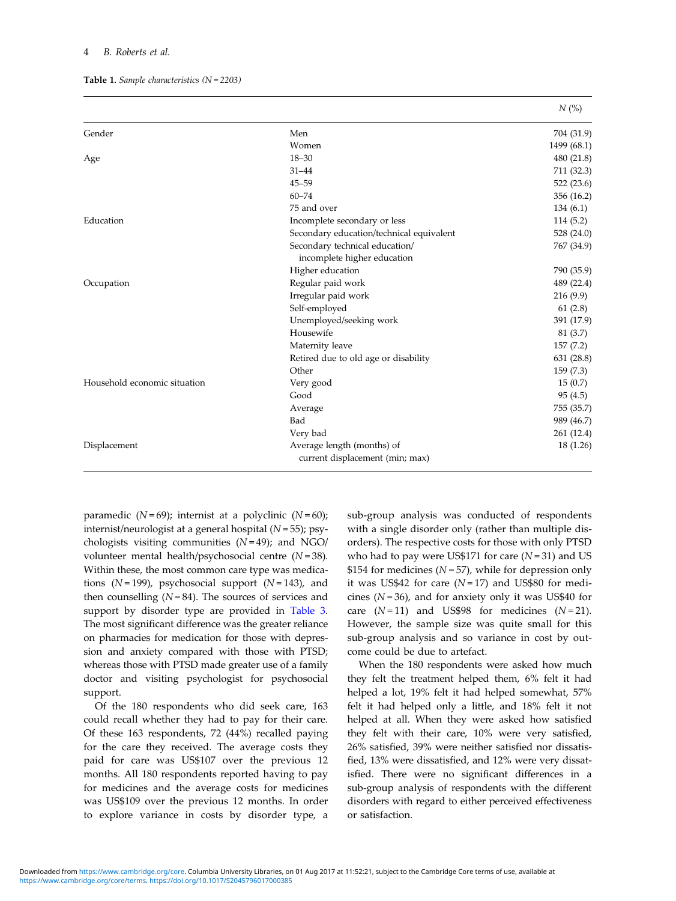**Table 1.** *Sample characteristics (N = 2203)*

| | | N (%) |
|---|---|---|
| Gender | Men | 704 (31.9) |
| | Women | 1499 (68.1) |
| Age | 18–30 | 480 (21.8) |
| | 31–44 | 711 (32.3) |
| | 45–59 | 522 (23.6) |
| | 60–74 | 356 (16.2) |
| | 75 and over | 134 (6.1) |
| Education | Incomplete secondary or less | 114 (5.2) |
| | Secondary education/technical equivalent | 528 (24.0) |
| | Secondary technical education/ incomplete higher education | 767 (34.9) |
| | Higher education | 790 (35.9) |
| Occupation | Regular paid work | 489 (22.4) |
| | Irregular paid work | 216 (9.9) |
| | Self-employed | 61 (2.8) |
| | Unemployed/seeking work | 391 (17.9) |
| | Housewife | 81 (3.7) |
| | Maternity leave | 157 (7.2) |
| | Retired due to old age or disability | 631 (28.8) |
| | Other | 159 (7.3) |
| Household economic situation | Very good | 15 (0.7) |
| | Good | 95 (4.5) |
| | Average | 755 (35.7) |
| | Bad | 989 (46.7) |
| | Very bad | 261 (12.4) |
| Displacement | Average length (months) of current displacement (min; max) | 18 (1.26) |

paramedic ($N = 69$); internist at a polyclinic ($N = 60$); internist/neurologist at a general hospital ($N = 55$); psychologists visiting communities ($N = 49$); and NGO/volunteer mental health/psychosocial centre ($N = 38$). Within these, the most common care type was medications ($N = 199$), psychosocial support ($N = 143$), and then counselling ($N = 84$). The sources of services and support by disorder type are provided in Table 3. The most significant difference was the greater reliance on pharmacies for medication for those with depression and anxiety compared with those with PTSD; whereas those with PTSD made greater use of a family doctor and visiting psychologist for psychosocial support.

Of the 180 respondents who did seek care, 163 could recall whether they had to pay for their care. Of these 163 respondents, 72 (44%) recalled paying for the care they received. The average costs they paid for care was US$107 over the previous 12 months. All 180 respondents reported having to pay for medicines and the average costs for medicines was US$109 over the previous 12 months. In order to explore variance in costs by disorder type, a sub-group analysis was conducted of respondents with a single disorder only (rather than multiple disorders). The respective costs for those with only PTSD who had to pay were US$171 for care ($N = 31$) and US $154 for medicines ($N = 57$), while for depression only it was US$42 for care ($N = 17$) and US$80 for medicines ($N = 36$), and for anxiety only it was US$40 for care ($N = 11$) and US$98 for medicines ($N = 21$). However, the sample size was quite small for this sub-group analysis and so variance in cost by outcome could be due to artefact.

When the 180 respondents were asked how much they felt the treatment helped them, 6% felt it had helped a lot, 19% felt it had helped somewhat, 57% felt it had helped only a little, and 18% felt it not helped at all. When they were asked how satisfied they felt with their care, 10% were very satisfied, 26% satisfied, 39% were neither satisfied nor dissatisfied, 13% were dissatisfied, and 12% were very dissatisfied. There were no significant differences in a sub-group analysis of respondents with the different disorders with regard to either perceived effectiveness or satisfaction.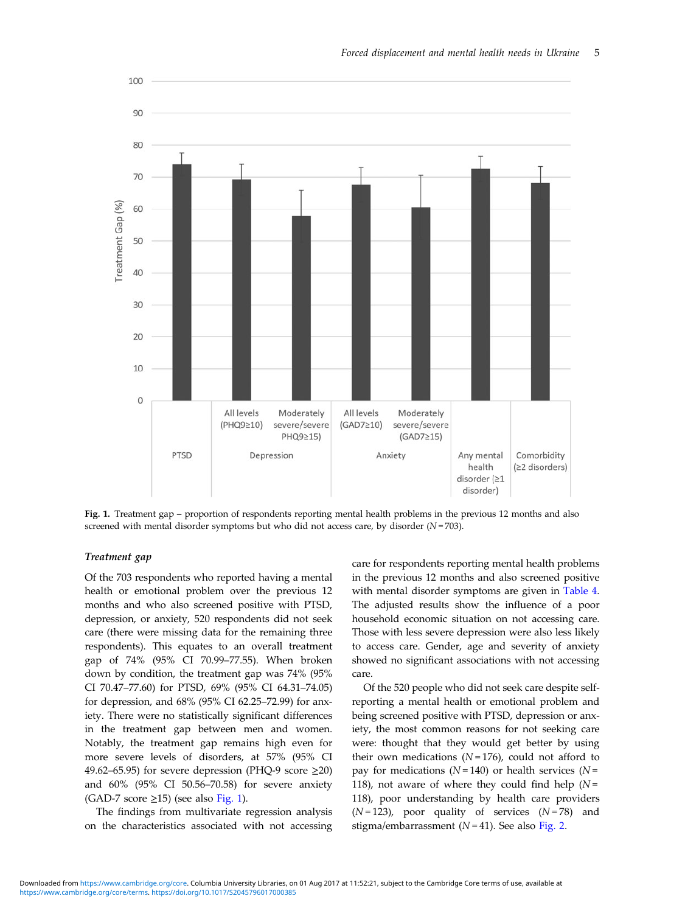**Fig. 1.** Treatment gap – proportion of respondents reporting mental health problems in the previous 12 months and also screened with mental disorder symptoms but who did not access care, by disorder ($N = 703$).

### *Treatment gap*

Of the 703 respondents who reported having a mental health or emotional problem over the previous 12 months and who also screened positive with PTSD, depression, or anxiety, 520 respondents did not seek care (there were missing data for the remaining three respondents). This equates to an overall treatment gap of 74% (95% CI 70.99–77.55). When broken down by condition, the treatment gap was 74% (95% CI 70.47–77.60) for PTSD, 69% (95% CI 64.31–74.05) for depression, and 68% (95% CI 62.25–72.99) for anxiety. There were no statistically significant differences in the treatment gap between men and women. Notably, the treatment gap remains high even for more severe levels of disorders, at 57% (95% CI 49.62–65.95) for severe depression (PHQ-9 score ≥20) and 60% (95% CI 50.56–70.58) for severe anxiety (GAD-7 score ≥15) (see also Fig. 1).

The findings from multivariate regression analysis on the characteristics associated with not accessing care for respondents reporting mental health problems in the previous 12 months and also screened positive with mental disorder symptoms are given in Table 4. The adjusted results show the influence of a poor household economic situation on not accessing care. Those with less severe depression were also less likely to access care. Gender, age and severity of anxiety showed no significant associations with not accessing care.

Of the 520 people who did not seek care despite self-reporting a mental health or emotional problem and being screened positive with PTSD, depression or anxiety, the most common reasons for not seeking care were: thought that they would get better by using their own medications ($N = 176$), could not afford to pay for medications ($N = 140$) or health services ($N = 118$), not aware of where they could find help ($N = 118$), poor understanding by health care providers ($N = 123$), poor quality of services ($N = 78$) and stigma/embarrassment ($N = 41$). See also Fig. 2.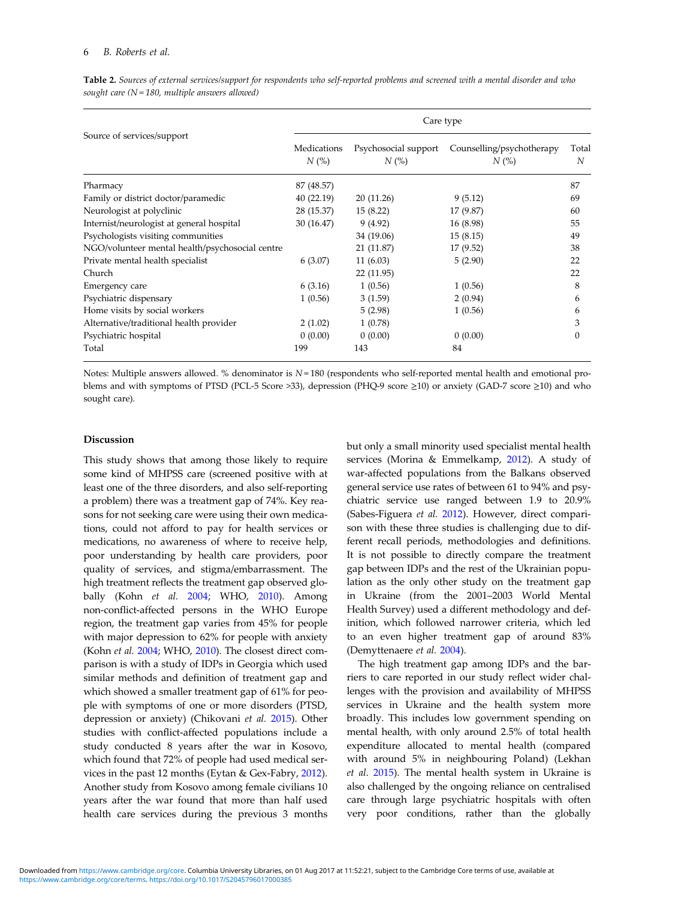**Table 2.** *Sources of external services/support for respondents who self-reported problems and screened with a mental disorder and who sought care (N = 180, multiple answers allowed)*

| Source of services/support | Care type | | | |
|---|---|---|---|---|
| | Medications *N* (%) | Psychosocial support *N* (%) | Counselling/psychotherapy *N* (%) | Total *N* |
| Pharmacy | 87 (48.57) | | | 87 |
| Family or district doctor/paramedic | 40 (22.19) | 20 (11.26) | 9 (5.12) | 69 |
| Neurologist at polyclinic | 28 (15.37) | 15 (8.22) | 17 (9.87) | 60 |
| Internist/neurologist at general hospital | 30 (16.47) | 9 (4.92) | 16 (8.98) | 55 |
| Psychologists visiting communities | | 34 (19.06) | 15 (8.15) | 49 |
| NGO/volunteer mental health/psychosocial centre | | 21 (11.87) | 17 (9.52) | 38 |
| Private mental health specialist | 6 (3.07) | 11 (6.03) | 5 (2.90) | 22 |
| Church | | 22 (11.95) | | 22 |
| Emergency care | 6 (3.16) | 1 (0.56) | 1 (0.56) | 8 |
| Psychiatric dispensary | 1 (0.56) | 3 (1.59) | 2 (0.94) | 6 |
| Home visits by social workers | | 5 (2.98) | 1 (0.56) | 6 |
| Alternative/traditional health provider | 2 (1.02) | 1 (0.78) | | 3 |
| Psychiatric hospital | 0 (0.00) | 0 (0.00) | 0 (0.00) | 0 |
| Total | 199 | 143 | 84 | |

Notes: Multiple answers allowed. % denominator is *N* = 180 (respondents who self-reported mental health and emotional problems and with symptoms of PTSD (PCL-5 Score >33), depression (PHQ-9 score ≥10) or anxiety (GAD-7 score ≥10) and who sought care).

## Discussion

This study shows that among those likely to require some kind of MHPSS care (screened positive with at least one of the three disorders, and also self-reporting a problem) there was a treatment gap of 74%. Key reasons for not seeking care were using their own medications, could not afford to pay for health services or medications, no awareness of where to receive help, poor understanding by health care providers, poor quality of services, and stigma/embarrassment. The high treatment reflects the treatment gap observed globally (Kohn *et al.* 2004; WHO, 2010). Among non-conflict-affected persons in the WHO Europe region, the treatment gap varies from 45% for people with major depression to 62% for people with anxiety (Kohn *et al.* 2004; WHO, 2010). The closest direct comparison is with a study of IDPs in Georgia which used similar methods and definition of treatment gap and which showed a smaller treatment gap of 61% for people with symptoms of one or more disorders (PTSD, depression or anxiety) (Chikovani *et al.* 2015). Other studies with conflict-affected populations include a study conducted 8 years after the war in Kosovo, which found that 72% of people had used medical services in the past 12 months (Eytan & Gex-Fabry, 2012). Another study from Kosovo among female civilians 10 years after the war found that more than half used health care services during the previous 3 months but only a small minority used specialist mental health services (Morina & Emmelkamp, 2012). A study of war-affected populations from the Balkans observed general service use rates of between 61 to 94% and psychiatric service use ranged between 1.9 to 20.9% (Sabes-Figuera *et al.* 2012). However, direct comparison with these three studies is challenging due to different recall periods, methodologies and definitions. It is not possible to directly compare the treatment gap between IDPs and the rest of the Ukrainian population as the only other study on the treatment gap in Ukraine (from the 2001–2003 World Mental Health Survey) used a different methodology and definition, which followed narrower criteria, which led to an even higher treatment gap of around 83% (Demyttenaere *et al.* 2004).

The high treatment gap among IDPs and the barriers to care reported in our study reflect wider challenges with the provision and availability of MHPSS services in Ukraine and the health system more broadly. This includes low government spending on mental health, with only around 2.5% of total health expenditure allocated to mental health (compared with around 5% in neighbouring Poland) (Lekhan *et al.* 2015). The mental health system in Ukraine is also challenged by the ongoing reliance on centralised care through large psychiatric hospitals with often very poor conditions, rather than the globally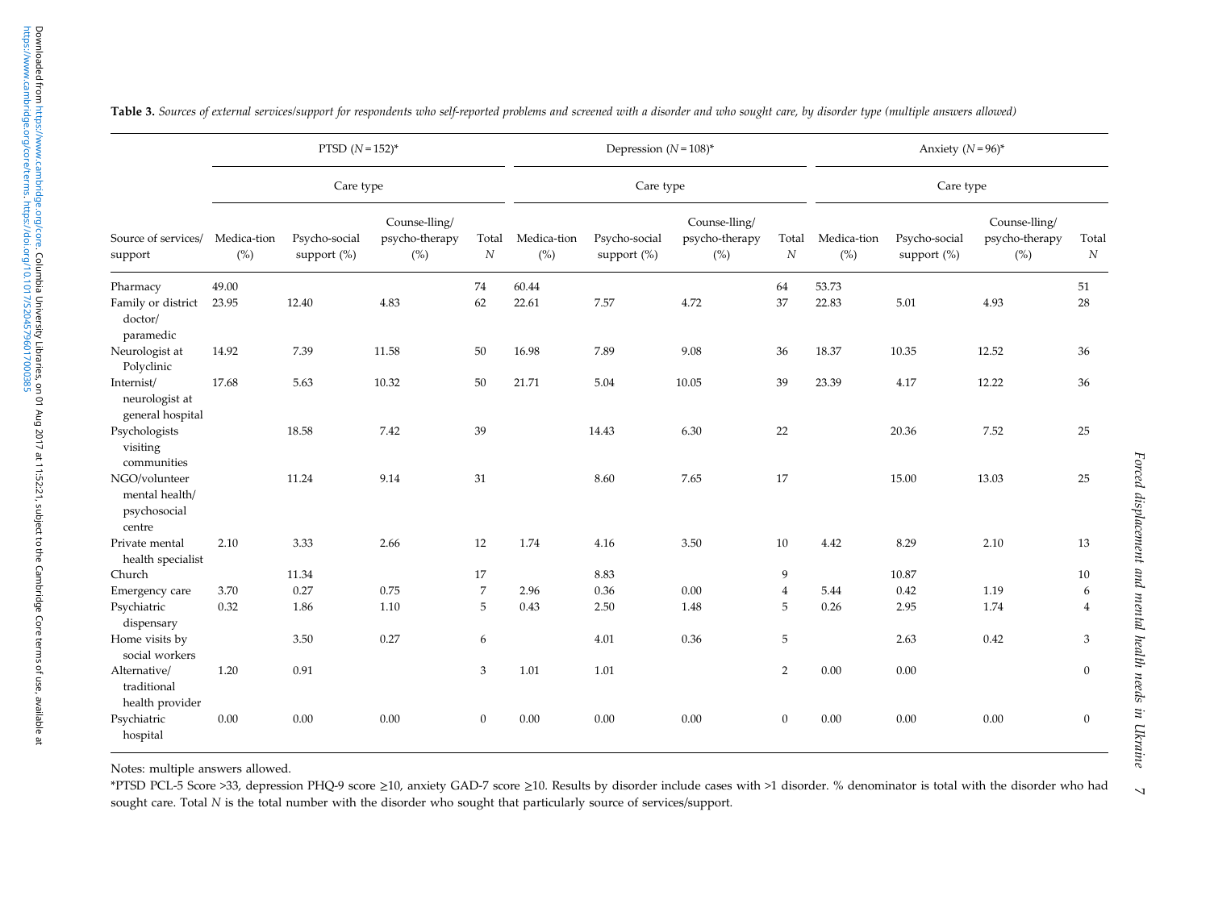**Table 3.** *Sources of external services/support for respondents who self-reported problems and screened with a disorder and who sought care, by disorder type (multiple answers allowed)*

| | PTSD (*N* = 152)* | | | | Depression (*N* = 108)* | | | | Anxiety (*N* = 96)* | | | |
|---|---|---|---|---|---|---|---|---|---|---|---|---|
| | Care type | | | | Care type | | | | Care type | | | |
| Source of services/ support | Medica-tion (%) | Psycho-social support (%) | Counse-lling/ psycho-therapy (%) | Total *N* | Medica-tion (%) | Psycho-social support (%) | Counse-lling/ psycho-therapy (%) | Total *N* | Medica-tion (%) | Psycho-social support (%) | Counse-lling/ psycho-therapy (%) | Total *N* |
| Pharmacy | 49.00 | | | 74 | 60.44 | | | 64 | 53.73 | | | 51 |
| Family or district doctor/ paramedic | 23.95 | 12.40 | 4.83 | 62 | 22.61 | 7.57 | 4.72 | 37 | 22.83 | 5.01 | 4.93 | 28 |
| Neurologist at Polyclinic | 14.92 | 7.39 | 11.58 | 50 | 16.98 | 7.89 | 9.08 | 36 | 18.37 | 10.35 | 12.52 | 36 |
| Internist/ neurologist at general hospital | 17.68 | 5.63 | 10.32 | 50 | 21.71 | 5.04 | 10.05 | 39 | 23.39 | 4.17 | 12.22 | 36 |
| Psychologists visiting communities | | 18.58 | 7.42 | 39 | | 14.43 | 6.30 | 22 | | 20.36 | 7.52 | 25 |
| NGO/volunteer mental health/ psychosocial centre | | 11.24 | 9.14 | 31 | | 8.60 | 7.65 | 17 | | 15.00 | 13.03 | 25 |
| Private mental health specialist | 2.10 | 3.33 | 2.66 | 12 | 1.74 | 4.16 | 3.50 | 10 | 4.42 | 8.29 | 2.10 | 13 |
| Church | | 11.34 | | 17 | | 8.83 | | 9 | | 10.87 | | 10 |
| Emergency care | 3.70 | 0.27 | 0.75 | 7 | 2.96 | 0.36 | 0.00 | 4 | 5.44 | 0.42 | 1.19 | 6 |
| Psychiatric dispensary | 0.32 | 1.86 | 1.10 | 5 | 0.43 | 2.50 | 1.48 | 5 | 0.26 | 2.95 | 1.74 | 4 |
| Home visits by social workers | | 3.50 | 0.27 | 6 | | 4.01 | 0.36 | 5 | | 2.63 | 0.42 | 3 |
| Alternative/ traditional health provider | 1.20 | 0.91 | | 3 | 1.01 | 1.01 | | 2 | 0.00 | 0.00 | | 0 |
| Psychiatric hospital | 0.00 | 0.00 | 0.00 | 0 | 0.00 | 0.00 | 0.00 | 0 | 0.00 | 0.00 | 0.00 | 0 |

Notes: multiple answers allowed.

*PTSD PCL-5 Score >33, depression PHQ-9 score ≥10, anxiety GAD-7 score ≥10. Results by disorder include cases with >1 disorder. % denominator is total with the disorder who had sought care. Total *N* is the total number with the disorder who sought that particularly source of services/support.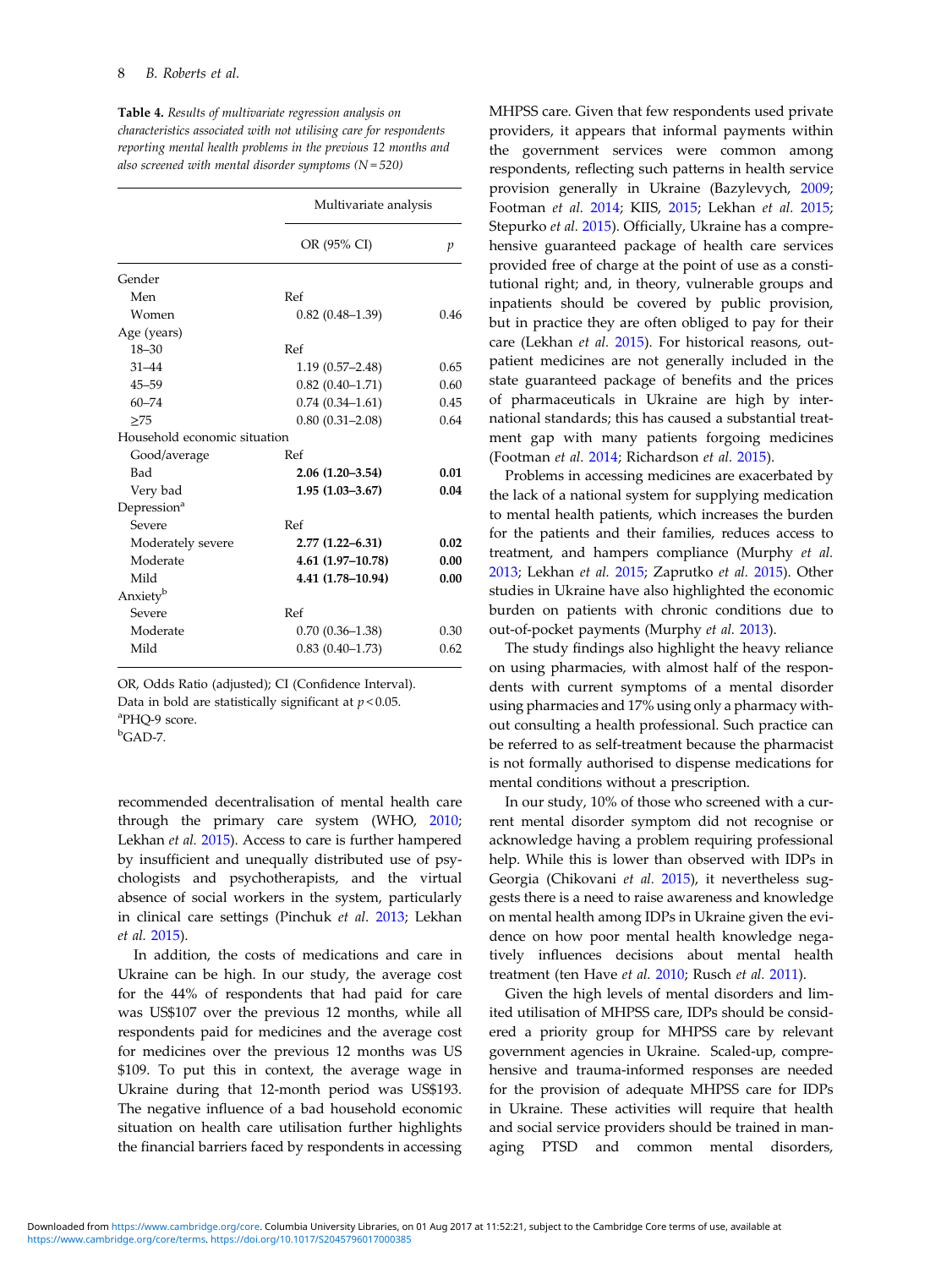**Table 4.** *Results of multivariate regression analysis on characteristics associated with not utilising care for respondents reporting mental health problems in the previous 12 months and also screened with mental disorder symptoms (N = 520)*

| | Multivariate analysis | |
|---|---|---|
| | OR (95% CI) | *p* |
| Gender | | |
| Men | Ref | |
| Women | 0.82 (0.48–1.39) | 0.46 |
| Age (years) | | |
| 18–30 | Ref | |
| 31–44 | 1.19 (0.57–2.48) | 0.65 |
| 45–59 | 0.82 (0.40–1.71) | 0.60 |
| 60–74 | 0.74 (0.34–1.61) | 0.45 |
| ≥75 | 0.80 (0.31–2.08) | 0.64 |
| Household economic situation | | |
| Good/average | Ref | |
| Bad | **2.06 (1.20–3.54)** | **0.01** |
| Very bad | **1.95 (1.03–3.67)** | **0.04** |
| Depression[a] | | |
| Severe | Ref | |
| Moderately severe | **2.77 (1.22–6.31)** | **0.02** |
| Moderate | **4.61 (1.97–10.78)** | **0.00** |
| Mild | **4.41 (1.78–10.94)** | **0.00** |
| Anxiety[b] | | |
| Severe | Ref | |
| Moderate | 0.70 (0.36–1.38) | 0.30 |
| Mild | 0.83 (0.40–1.73) | 0.62 |

OR, Odds Ratio (adjusted); CI (Confidence Interval).
Data in bold are statistically significant at $p < 0.05$.
[a]PHQ-9 score.
[b]GAD-7.

recommended decentralisation of mental health care through the primary care system (WHO, 2010; Lekhan *et al.* 2015). Access to care is further hampered by insufficient and unequally distributed use of psychologists and psychotherapists, and the virtual absence of social workers in the system, particularly in clinical care settings (Pinchuk *et al.* 2013; Lekhan *et al.* 2015).

In addition, the costs of medications and care in Ukraine can be high. In our study, the average cost for the 44% of respondents that had paid for care was US$107 over the previous 12 months, while all respondents paid for medicines and the average cost for medicines over the previous 12 months was US $109. To put this in context, the average wage in Ukraine during that 12-month period was US$193. The negative influence of a bad household economic situation on health care utilisation further highlights the financial barriers faced by respondents in accessing MHPSS care. Given that few respondents used private providers, it appears that informal payments within the government services were common among respondents, reflecting such patterns in health service provision generally in Ukraine (Bazylevych, 2009; Footman *et al.* 2014; KIIS, 2015; Lekhan *et al.* 2015; Stepurko *et al.* 2015). Officially, Ukraine has a comprehensive guaranteed package of health care services provided free of charge at the point of use as a constitutional right; and, in theory, vulnerable groups and inpatients should be covered by public provision, but in practice they are often obliged to pay for their care (Lekhan *et al.* 2015). For historical reasons, outpatient medicines are not generally included in the state guaranteed package of benefits and the prices of pharmaceuticals in Ukraine are high by international standards; this has caused a substantial treatment gap with many patients forgoing medicines (Footman *et al.* 2014; Richardson *et al.* 2015).

Problems in accessing medicines are exacerbated by the lack of a national system for supplying medication to mental health patients, which increases the burden for the patients and their families, reduces access to treatment, and hampers compliance (Murphy *et al.* 2013; Lekhan *et al.* 2015; Zaprutko *et al.* 2015). Other studies in Ukraine have also highlighted the economic burden on patients with chronic conditions due to out-of-pocket payments (Murphy *et al.* 2013).

The study findings also highlight the heavy reliance on using pharmacies, with almost half of the respondents with current symptoms of a mental disorder using pharmacies and 17% using only a pharmacy without consulting a health professional. Such practice can be referred to as self-treatment because the pharmacist is not formally authorised to dispense medications for mental conditions without a prescription.

In our study, 10% of those who screened with a current mental disorder symptom did not recognise or acknowledge having a problem requiring professional help. While this is lower than observed with IDPs in Georgia (Chikovani *et al.* 2015), it nevertheless suggests there is a need to raise awareness and knowledge on mental health among IDPs in Ukraine given the evidence on how poor mental health knowledge negatively influences decisions about mental health treatment (ten Have *et al.* 2010; Rusch *et al.* 2011).

Given the high levels of mental disorders and limited utilisation of MHPSS care, IDPs should be considered a priority group for MHPSS care by relevant government agencies in Ukraine. Scaled-up, comprehensive and trauma-informed responses are needed for the provision of adequate MHPSS care for IDPs in Ukraine. These activities will require that health and social service providers should be trained in managing PTSD and common mental disorders,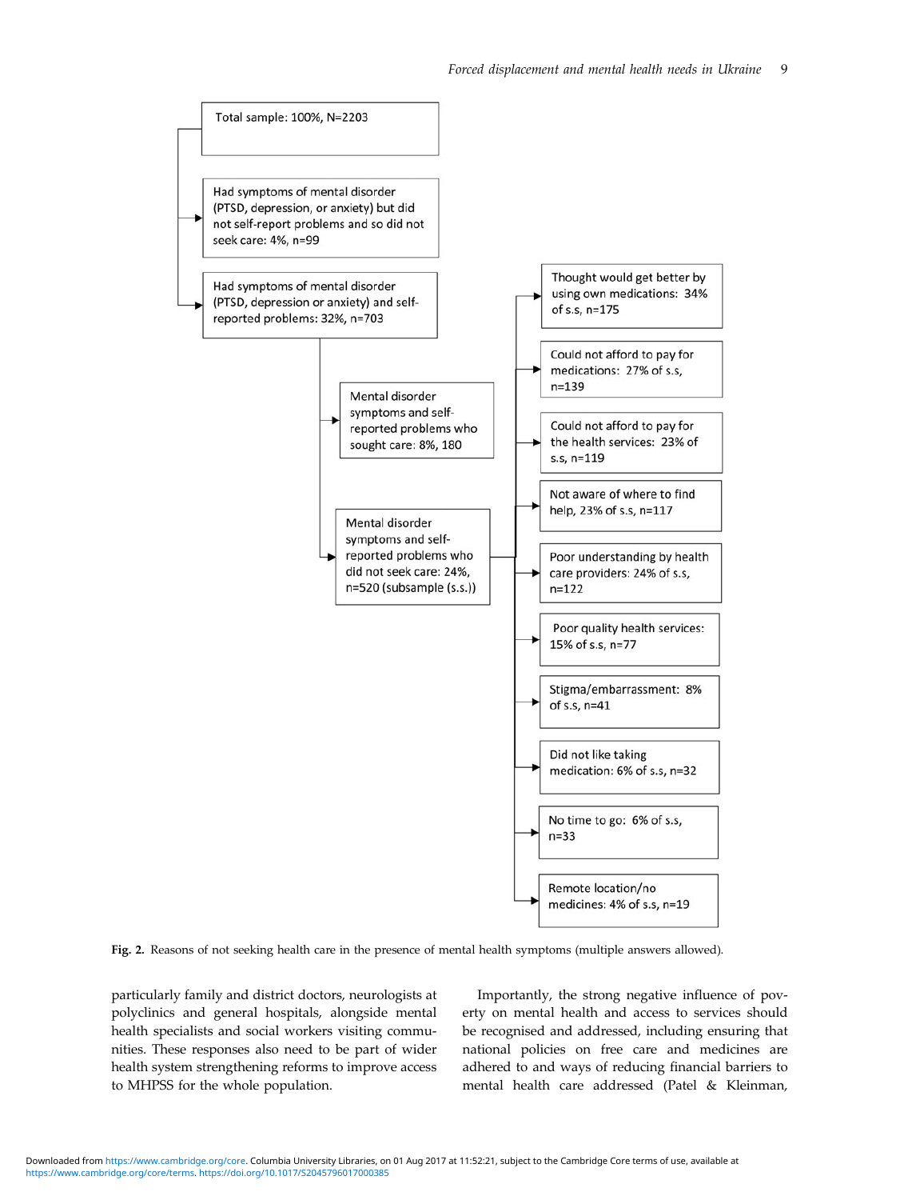- Total sample: 100%, N=2203
  - Had symptoms of mental disorder (PTSD, depression, or anxiety) but did not self-report problems and so did not seek care: 4%, n=99
  - Had symptoms of mental disorder (PTSD, depression or anxiety) and self-reported problems: 32%, n=703
    - Mental disorder symptoms and self-reported problems who sought care: 8%, 180
    - Mental disorder symptoms and self-reported problems who did not seek care: 24%, n=520 (subsample (s.s.))
      - Thought would get better by using own medications: 34% of s.s, n=175
      - Could not afford to pay for medications: 27% of s.s, n=139
      - Could not afford to pay for the health services: 23% of s.s, n=119
      - Not aware of where to find help, 23% of s.s, n=117
      - Poor understanding by health care providers: 24% of s.s, n=122
      - Poor quality health services: 15% of s.s, n=77
      - Stigma/embarrassment: 8% of s.s, n=41
      - Did not like taking medication: 6% of s.s, n=32
      - No time to go: 6% of s.s, n=33
      - Remote location/no medicines: 4% of s.s, n=19

**Fig. 2.** Reasons of not seeking health care in the presence of mental health symptoms (multiple answers allowed).

particularly family and district doctors, neurologists at polyclinics and general hospitals, alongside mental health specialists and social workers visiting communities. These responses also need to be part of wider health system strengthening reforms to improve access to MHPSS for the whole population.

Importantly, the strong negative influence of poverty on mental health and access to services should be recognised and addressed, including ensuring that national policies on free care and medicines are adhered to and ways of reducing financial barriers to mental health care addressed (Patel & Kleinman,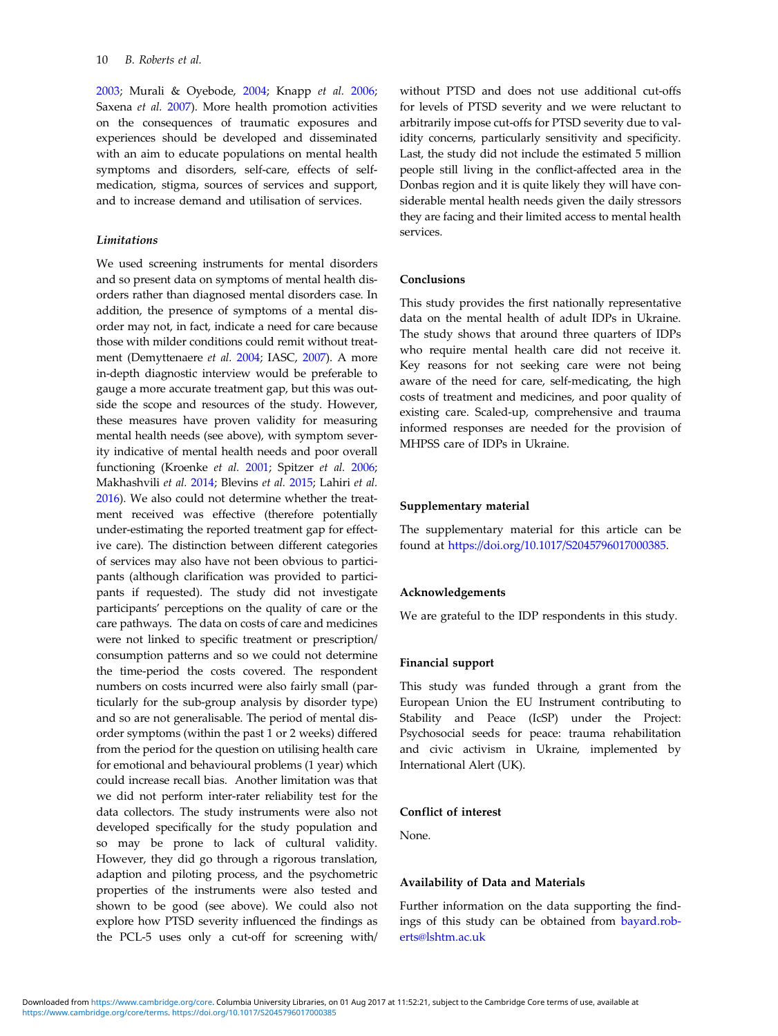2003; Murali & Oyebode, 2004; Knapp *et al.* 2006; Saxena *et al.* 2007). More health promotion activities on the consequences of traumatic exposures and experiences should be developed and disseminated with an aim to educate populations on mental health symptoms and disorders, self-care, effects of self-medication, stigma, sources of services and support, and to increase demand and utilisation of services.

### *Limitations*

We used screening instruments for mental disorders and so present data on symptoms of mental health disorders rather than diagnosed mental disorders case. In addition, the presence of symptoms of a mental disorder may not, in fact, indicate a need for care because those with milder conditions could remit without treatment (Demyttenaere *et al.* 2004; IASC, 2007). A more in-depth diagnostic interview would be preferable to gauge a more accurate treatment gap, but this was outside the scope and resources of the study. However, these measures have proven validity for measuring mental health needs (see above), with symptom severity indicative of mental health needs and poor overall functioning (Kroenke *et al.* 2001; Spitzer *et al.* 2006; Makhashvili *et al.* 2014; Blevins *et al.* 2015; Lahiri *et al.* 2016). We also could not determine whether the treatment received was effective (therefore potentially under-estimating the reported treatment gap for effective care). The distinction between different categories of services may also have not been obvious to participants (although clarification was provided to participants if requested). The study did not investigate participants' perceptions on the quality of care or the care pathways. The data on costs of care and medicines were not linked to specific treatment or prescription/consumption patterns and so we could not determine the time-period the costs covered. The respondent numbers on costs incurred were also fairly small (particularly for the sub-group analysis by disorder type) and so are not generalisable. The period of mental disorder symptoms (within the past 1 or 2 weeks) differed from the period for the question on utilising health care for emotional and behavioural problems (1 year) which could increase recall bias. Another limitation was that we did not perform inter-rater reliability test for the data collectors. The study instruments were also not developed specifically for the study population and so may be prone to lack of cultural validity. However, they did go through a rigorous translation, adaption and piloting process, and the psychometric properties of the instruments were also tested and shown to be good (see above). We could also not explore how PTSD severity influenced the findings as the PCL-5 uses only a cut-off for screening with/without PTSD and does not use additional cut-offs for levels of PTSD severity and we were reluctant to arbitrarily impose cut-offs for PTSD severity due to validity concerns, particularly sensitivity and specificity. Last, the study did not include the estimated 5 million people still living in the conflict-affected area in the Donbas region and it is quite likely they will have considerable mental health needs given the daily stressors they are facing and their limited access to mental health services.

## Conclusions

This study provides the first nationally representative data on the mental health of adult IDPs in Ukraine. The study shows that around three quarters of IDPs who require mental health care did not receive it. Key reasons for not seeking care were not being aware of the need for care, self-medicating, the high costs of treatment and medicines, and poor quality of existing care. Scaled-up, comprehensive and trauma informed responses are needed for the provision of MHPSS care of IDPs in Ukraine.

## Supplementary material

The supplementary material for this article can be found at https://doi.org/10.1017/S2045796017000385.

## Acknowledgements

We are grateful to the IDP respondents in this study.

## Financial support

This study was funded through a grant from the European Union the EU Instrument contributing to Stability and Peace (IcSP) under the Project: Psychosocial seeds for peace: trauma rehabilitation and civic activism in Ukraine, implemented by International Alert (UK).

## Conflict of interest

None.

## Availability of Data and Materials

Further information on the data supporting the findings of this study can be obtained from bayard.roberts@lshtm.ac.uk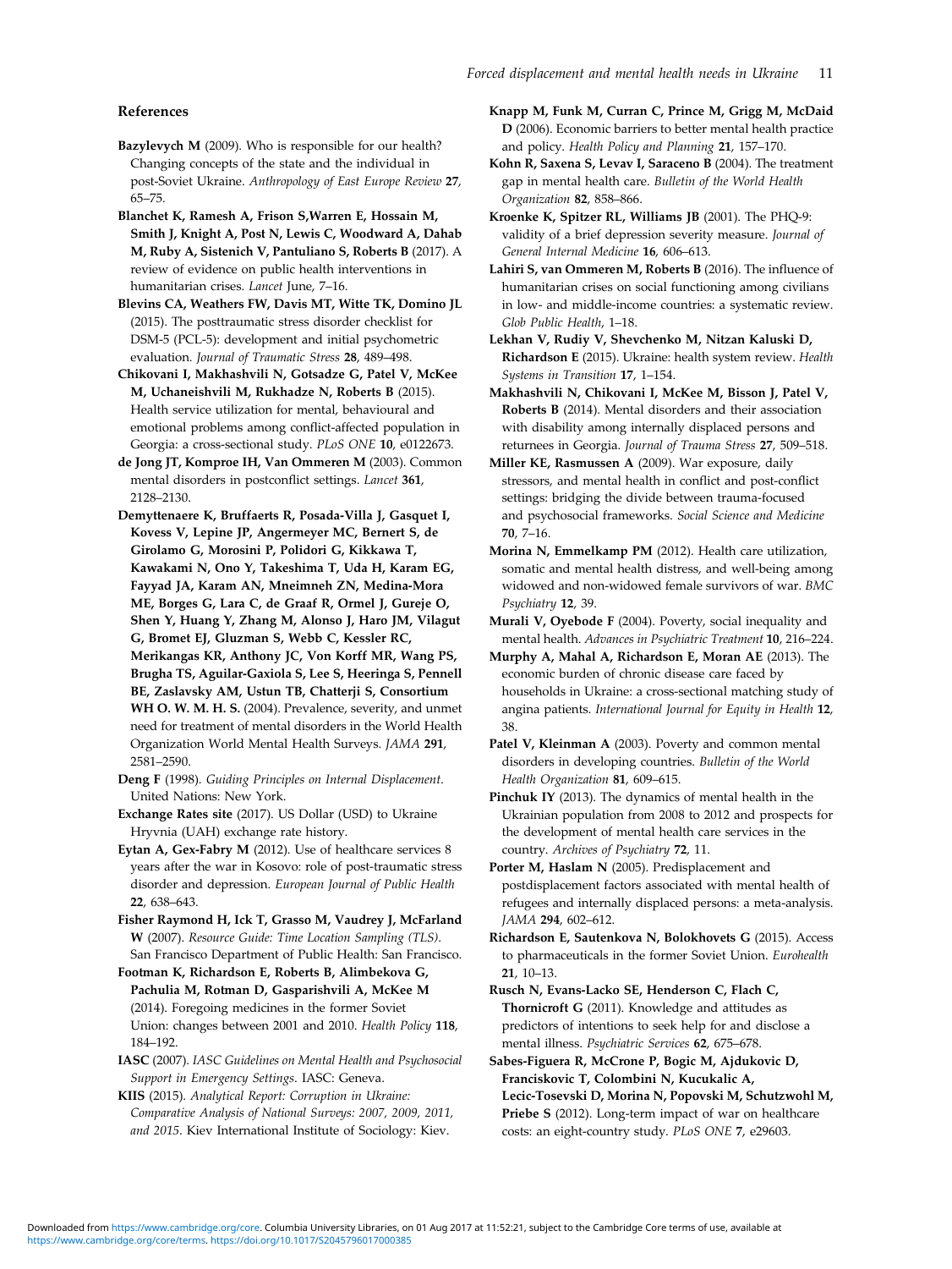## References

**Bazylevych M** (2009). Who is responsible for our health? Changing concepts of the state and the individual in post-Soviet Ukraine. *Anthropology of East Europe Review* **27**, 65–75.

**Blanchet K, Ramesh A, Frison S,Warren E, Hossain M, Smith J, Knight A, Post N, Lewis C, Woodward A, Dahab M, Ruby A, Sistenich V, Pantuliano S, Roberts B** (2017). A review of evidence on public health interventions in humanitarian crises. *Lancet* June, 7–16.

**Blevins CA, Weathers FW, Davis MT, Witte TK, Domino JL** (2015). The posttraumatic stress disorder checklist for DSM-5 (PCL-5): development and initial psychometric evaluation. *Journal of Traumatic Stress* **28**, 489–498.

**Chikovani I, Makhashvili N, Gotsadze G, Patel V, McKee M, Uchaneishvili M, Rukhadze N, Roberts B** (2015). Health service utilization for mental, behavioural and emotional problems among conflict-affected population in Georgia: a cross-sectional study. *PLoS ONE* **10**, e0122673.

**de Jong JT, Komproe IH, Van Ommeren M** (2003). Common mental disorders in postconflict settings. *Lancet* **361**, 2128–2130.

**Demyttenaere K, Bruffaerts R, Posada-Villa J, Gasquet I, Kovess V, Lepine JP, Angermeyer MC, Bernert S, de Girolamo G, Morosini P, Polidori G, Kikkawa T, Kawakami N, Ono Y, Takeshima T, Uda H, Karam EG, Fayyad JA, Karam AN, Mneimneh ZN, Medina-Mora ME, Borges G, Lara C, de Graaf R, Ormel J, Gureje O, Shen Y, Huang Y, Zhang M, Alonso J, Haro JM, Vilagut G, Bromet EJ, Gluzman S, Webb C, Kessler RC, Merikangas KR, Anthony JC, Von Korff MR, Wang PS, Brugha TS, Aguilar-Gaxiola S, Lee S, Heeringa S, Pennell BE, Zaslavsky AM, Ustun TB, Chatterji S, Consortium WH O. W. M. H. S.** (2004). Prevalence, severity, and unmet need for treatment of mental disorders in the World Health Organization World Mental Health Surveys. *JAMA* **291**, 2581–2590.

**Deng F** (1998). *Guiding Principles on Internal Displacement*. United Nations: New York.

**Exchange Rates site** (2017). US Dollar (USD) to Ukraine Hryvnia (UAH) exchange rate history.

**Eytan A, Gex-Fabry M** (2012). Use of healthcare services 8 years after the war in Kosovo: role of post-traumatic stress disorder and depression. *European Journal of Public Health* **22**, 638–643.

**Fisher Raymond H, Ick T, Grasso M, Vaudrey J, McFarland W** (2007). *Resource Guide: Time Location Sampling (TLS)*. San Francisco Department of Public Health: San Francisco.

**Footman K, Richardson E, Roberts B, Alimbekova G, Pachulia M, Rotman D, Gasparishvili A, McKee M** (2014). Foregoing medicines in the former Soviet Union: changes between 2001 and 2010. *Health Policy* **118**, 184–192.

**IASC** (2007). *IASC Guidelines on Mental Health and Psychosocial Support in Emergency Settings*. IASC: Geneva.

**KIIS** (2015). *Analytical Report: Corruption in Ukraine: Comparative Analysis of National Surveys: 2007, 2009, 2011, and 2015*. Kiev International Institute of Sociology: Kiev.

**Knapp M, Funk M, Curran C, Prince M, Grigg M, McDaid D** (2006). Economic barriers to better mental health practice and policy. *Health Policy and Planning* **21**, 157–170.

**Kohn R, Saxena S, Levav I, Saraceno B** (2004). The treatment gap in mental health care. *Bulletin of the World Health Organization* **82**, 858–866.

**Kroenke K, Spitzer RL, Williams JB** (2001). The PHQ-9: validity of a brief depression severity measure. *Journal of General Internal Medicine* **16**, 606–613.

**Lahiri S, van Ommeren M, Roberts B** (2016). The influence of humanitarian crises on social functioning among civilians in low- and middle-income countries: a systematic review. *Glob Public Health*, 1–18.

**Lekhan V, Rudiy V, Shevchenko M, Nitzan Kaluski D, Richardson E** (2015). Ukraine: health system review. *Health Systems in Transition* **17**, 1–154.

**Makhashvili N, Chikovani I, McKee M, Bisson J, Patel V, Roberts B** (2014). Mental disorders and their association with disability among internally displaced persons and returnees in Georgia. *Journal of Trauma Stress* **27**, 509–518.

**Miller KE, Rasmussen A** (2009). War exposure, daily stressors, and mental health in conflict and post-conflict settings: bridging the divide between trauma-focused and psychosocial frameworks. *Social Science and Medicine* **70**, 7–16.

**Morina N, Emmelkamp PM** (2012). Health care utilization, somatic and mental health distress, and well-being among widowed and non-widowed female survivors of war. *BMC Psychiatry* **12**, 39.

**Murali V, Oyebode F** (2004). Poverty, social inequality and mental health. *Advances in Psychiatric Treatment* **10**, 216–224.

**Murphy A, Mahal A, Richardson E, Moran AE** (2013). The economic burden of chronic disease care faced by households in Ukraine: a cross-sectional matching study of angina patients. *International Journal for Equity in Health* **12**, 38.

**Patel V, Kleinman A** (2003). Poverty and common mental disorders in developing countries. *Bulletin of the World Health Organization* **81**, 609–615.

**Pinchuk IY** (2013). The dynamics of mental health in the Ukrainian population from 2008 to 2012 and prospects for the development of mental health care services in the country. *Archives of Psychiatry* **72**, 11.

**Porter M, Haslam N** (2005). Predisplacement and postdisplacement factors associated with mental health of refugees and internally displaced persons: a meta-analysis. *JAMA* **294**, 602–612.

**Richardson E, Sautenkova N, Bolokhovets G** (2015). Access to pharmaceuticals in the former Soviet Union. *Eurohealth* **21**, 10–13.

**Rusch N, Evans-Lacko SE, Henderson C, Flach C, Thornicroft G** (2011). Knowledge and attitudes as predictors of intentions to seek help for and disclose a mental illness. *Psychiatric Services* **62**, 675–678.

**Sabes-Figuera R, McCrone P, Bogic M, Ajdukovic D, Franciskovic T, Colombini N, Kucukalic A, Lecic-Tosevski D, Morina N, Popovski M, Schutzwohl M, Priebe S** (2012). Long-term impact of war on healthcare costs: an eight-country study. *PLoS ONE* **7**, e29603.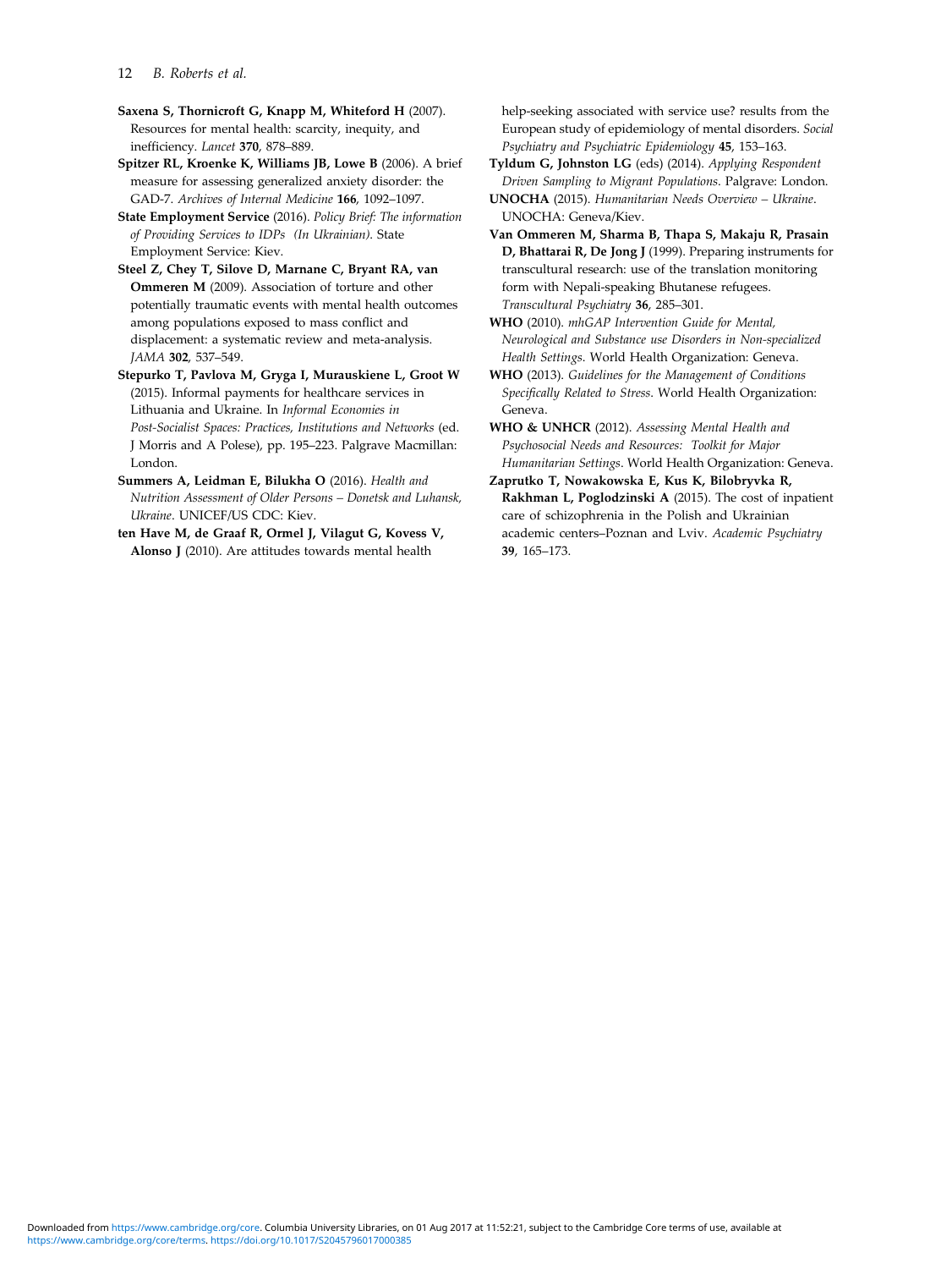**Saxena S, Thornicroft G, Knapp M, Whiteford H** (2007). Resources for mental health: scarcity, inequity, and inefficiency. *Lancet* **370**, 878–889.

**Spitzer RL, Kroenke K, Williams JB, Lowe B** (2006). A brief measure for assessing generalized anxiety disorder: the GAD-7. *Archives of Internal Medicine* **166**, 1092–1097.

**State Employment Service** (2016). *Policy Brief: The information of Providing Services to IDPs (In Ukrainian)*. State Employment Service: Kiev.

**Steel Z, Chey T, Silove D, Marnane C, Bryant RA, van Ommeren M** (2009). Association of torture and other potentially traumatic events with mental health outcomes among populations exposed to mass conflict and displacement: a systematic review and meta-analysis. *JAMA* **302**, 537–549.

**Stepurko T, Pavlova M, Gryga I, Murauskiene L, Groot W** (2015). Informal payments for healthcare services in Lithuania and Ukraine. In *Informal Economies in Post-Socialist Spaces: Practices, Institutions and Networks* (ed. J Morris and A Polese), pp. 195–223. Palgrave Macmillan: London.

**Summers A, Leidman E, Bilukha O** (2016). *Health and Nutrition Assessment of Older Persons – Donetsk and Luhansk, Ukraine*. UNICEF/US CDC: Kiev.

**ten Have M, de Graaf R, Ormel J, Vilagut G, Kovess V, Alonso J** (2010). Are attitudes towards mental health help-seeking associated with service use? results from the European study of epidemiology of mental disorders. *Social Psychiatry and Psychiatric Epidemiology* **45**, 153–163.

**Tyldum G, Johnston LG** (eds) (2014). *Applying Respondent Driven Sampling to Migrant Populations*. Palgrave: London.

**UNOCHA** (2015). *Humanitarian Needs Overview – Ukraine*. UNOCHA: Geneva/Kiev.

**Van Ommeren M, Sharma B, Thapa S, Makaju R, Prasain D, Bhattarai R, De Jong J** (1999). Preparing instruments for transcultural research: use of the translation monitoring form with Nepali-speaking Bhutanese refugees. *Transcultural Psychiatry* **36**, 285–301.

**WHO** (2010). *mhGAP Intervention Guide for Mental, Neurological and Substance use Disorders in Non-specialized Health Settings*. World Health Organization: Geneva.

**WHO** (2013). *Guidelines for the Management of Conditions Specifically Related to Stress*. World Health Organization: Geneva.

**WHO & UNHCR** (2012). *Assessing Mental Health and Psychosocial Needs and Resources: Toolkit for Major Humanitarian Settings*. World Health Organization: Geneva.

**Zaprutko T, Nowakowska E, Kus K, Bilobryvka R, Rakhman L, Poglodzinski A** (2015). The cost of inpatient care of schizophrenia in the Polish and Ukrainian academic centers–Poznan and Lviv. *Academic Psychiatry* **39**, 165–173.